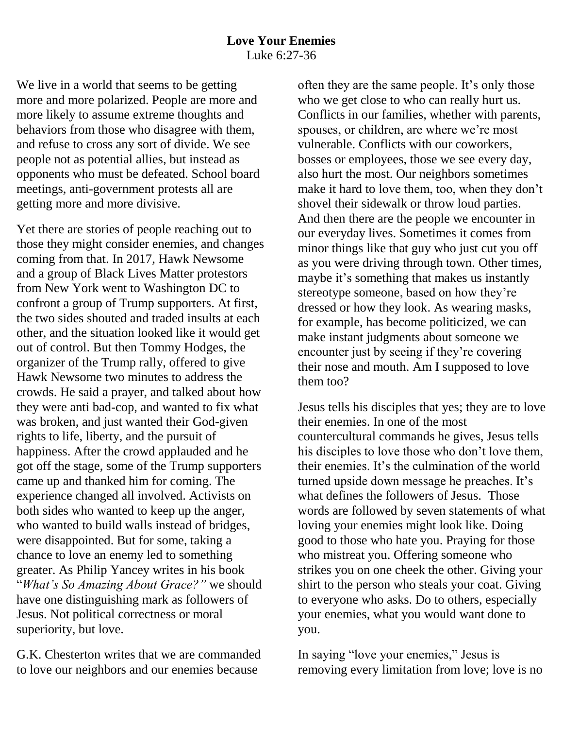# Love Your Enemies

Luke 6:27-36

We live in a world that seems to be getting more and more polarized. People are more and more likely to assume extreme thoughts and behaviors from those who disagree with them, and refuse to cross any sort of divide. We see people not as potential allies, but instead as opponents who must be defeated. School board meetings, anti-government protests all are getting more and more divisive.

Yet there are stories of people reaching out to those they might consider enemies, and changes coming from that. In 2017, Hawk Newsome and a group of Black Lives Matter protestors from New York went to Washington DC to confront a group of Trump supporters. At first, the two sides shouted and traded insults at each other, and the situation looked like it would get out of control. But then Tommy Hodges, the organizer of the Trump rally, offered to give Hawk Newsome two minutes to address the crowds. He said a prayer, and talked about how they were anti bad-cop, and wanted to fix what was broken, and just wanted their God-given rights to life, liberty, and the pursuit of happiness. After the crowd applauded and he got off the stage, some of the Trump supporters came up and thanked him for coming. The experience changed all involved. Activists on both sides who wanted to keep up the anger, who wanted to build walls instead of bridges, were disappointed. But for some, taking a chance to love an enemy led to something greater. As Philip Yancey writes in his book "*What's So Amazing About Grace?"* we should have one distinguishing mark as followers of Jesus. Not political correctness or moral superiority, but love.

G.K. Chesterton writes that we are commanded to love our neighbors and our enemies because often they are the same people. It's only those who we get close to who can really hurt us. Conflicts in our families, whether with parents, spouses, or children, are where we're most vulnerable. Conflicts with our coworkers, bosses or employees, those we see every day, also hurt the most. Our neighbors sometimes make it hard to love them, too, when they don't shovel their sidewalk or throw loud parties. And then there are the people we encounter in our everyday lives. Sometimes it comes from minor things like that guy who just cut you off as you were driving through town. Other times, maybe it's something that makes us instantly stereotype someone, based on how they're dressed or how they look. As wearing masks, for example, has become politicized, we can make instant judgments about someone we encounter just by seeing if they're covering their nose and mouth. Am I supposed to love them too?

Jesus tells his disciples that yes; they are to love their enemies. In one of the most countercultural commands he gives, Jesus tells his disciples to love those who don't love them, their enemies. It's the culmination of the world turned upside down message he preaches. It's what defines the followers of Jesus. Those words are followed by seven statements of what loving your enemies might look like. Doing good to those who hate you. Praying for those who mistreat you. Offering someone who strikes you on one cheek the other. Giving your shirt to the person who steals your coat. Giving to everyone who asks. Do to others, especially your enemies, what you would want done to you.

In saying "love your enemies," Jesus is removing every limitation from love; love is no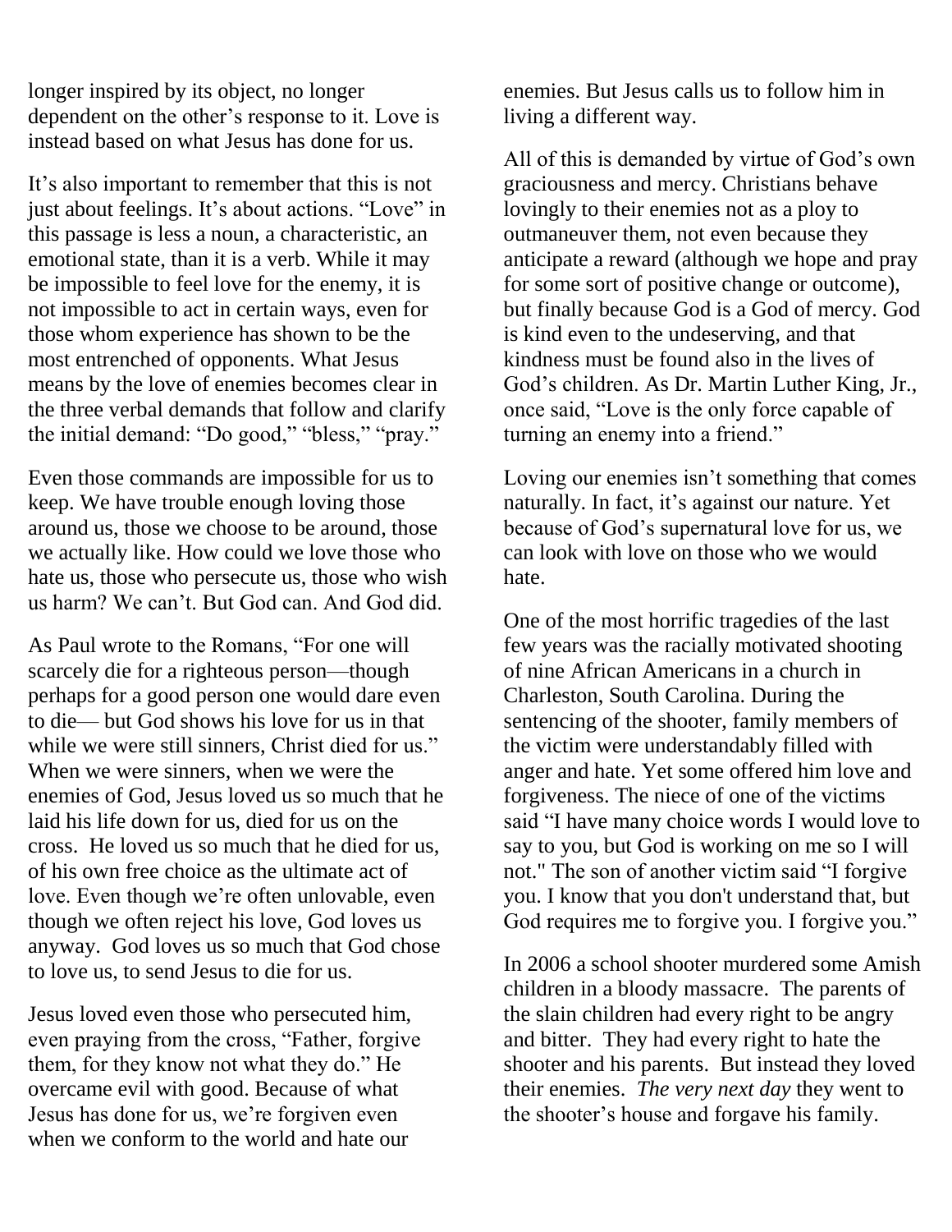longer inspired by its object, no longer dependent on the other's response to it. Love is instead based on what Jesus has done for us.

It's also important to remember that this is not just about feelings. It's about actions. "Love" in this passage is less a noun, a characteristic, an emotional state, than it is a verb. While it may be impossible to feel love for the enemy, it is not impossible to act in certain ways, even for those whom experience has shown to be the most entrenched of opponents. What Jesus means by the love of enemies becomes clear in the three verbal demands that follow and clarify the initial demand: "Do good," "bless," "pray."

Even those commands are impossible for us to keep. We have trouble enough loving those around us, those we choose to be around, those we actually like. How could we love those who hate us, those who persecute us, those who wish us harm? We can't. But God can. And God did.

As Paul wrote to the Romans, "For one will scarcely die for a righteous person—though perhaps for a good person one would dare even to die— but God shows his love for us in that while we were still sinners, Christ died for us." When we were sinners, when we were the enemies of God, Jesus loved us so much that he laid his life down for us, died for us on the cross. He loved us so much that he died for us, of his own free choice as the ultimate act of love. Even though we're often unlovable, even though we often reject his love, God loves us anyway. God loves us so much that God chose to love us, to send Jesus to die for us.

Jesus loved even those who persecuted him, even praying from the cross, "Father, forgive them, for they know not what they do." He overcame evil with good. Because of what Jesus has done for us, we're forgiven even when we conform to the world and hate our enemies. But Jesus calls us to follow him in living a different way.

All of this is demanded by virtue of God's own graciousness and mercy. Christians behave lovingly to their enemies not as a ploy to outmaneuver them, not even because they anticipate a reward (although we hope and pray for some sort of positive change or outcome), but finally because God is a God of mercy. God is kind even to the undeserving, and that kindness must be found also in the lives of God's children. As Dr. Martin Luther King, Jr., once said, "Love is the only force capable of turning an enemy into a friend."

Loving our enemies isn't something that comes naturally. In fact, it's against our nature. Yet because of God's supernatural love for us, we can look with love on those who we would hate.

One of the most horrific tragedies of the last few years was the racially motivated shooting of nine African Americans in a church in Charleston, South Carolina. During the sentencing of the shooter, family members of the victim were understandably filled with anger and hate. Yet some offered him love and forgiveness. The niece of one of the victims said "I have many choice words I would love to say to you, but God is working on me so I will not." The son of another victim said "I forgive you. I know that you don't understand that, but God requires me to forgive you. I forgive you."

In 2006 a school shooter murdered some Amish children in a bloody massacre. The parents of the slain children had every right to be angry and bitter. They had every right to hate the shooter and his parents. But instead they loved their enemies. *The very next day* they went to the shooter's house and forgave his family.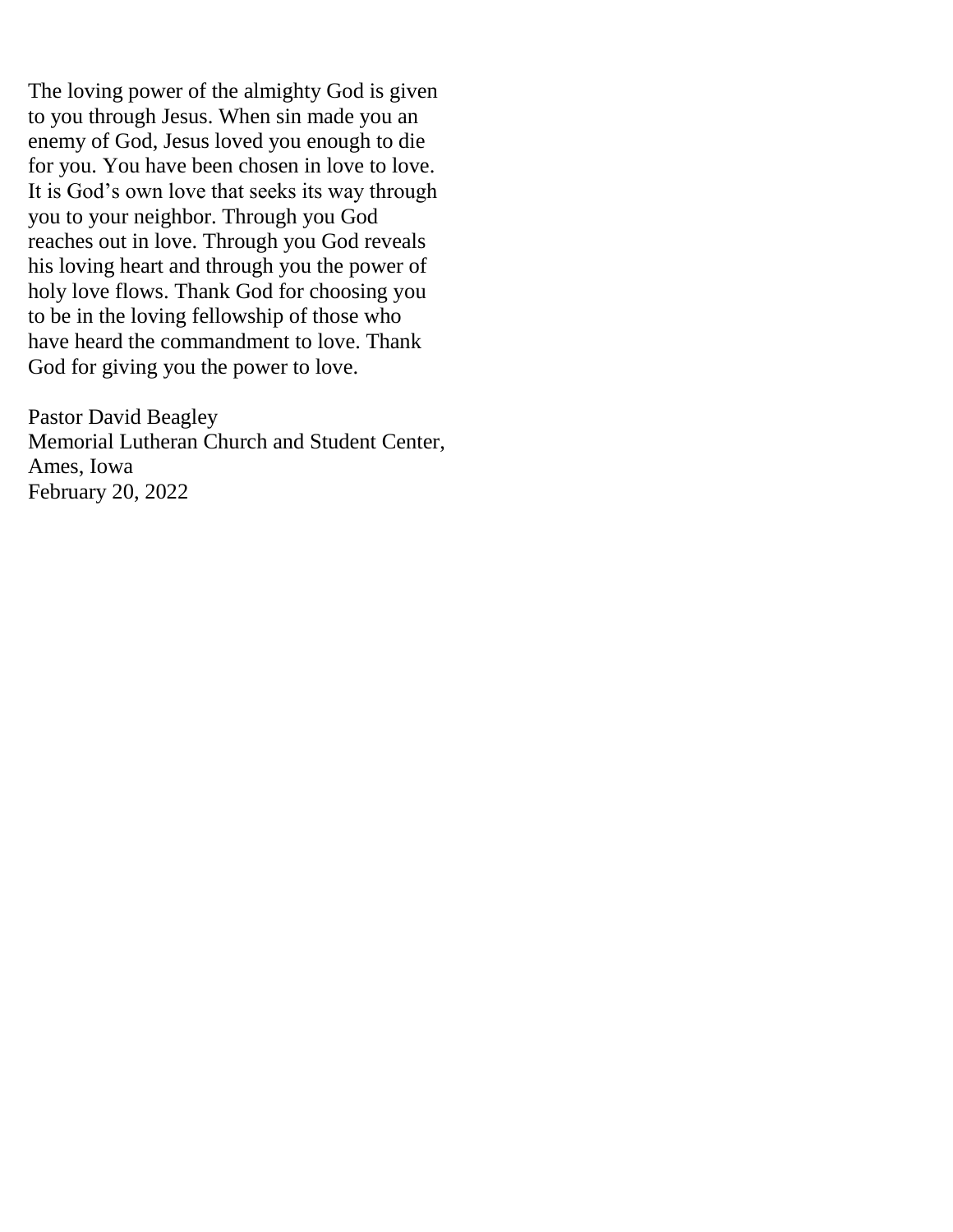The loving power of the almighty God is given to you through Jesus. When sin made you an enemy of God, Jesus loved you enough to die for you. You have been chosen in love to love. It is God's own love that seeks its way through you to your neighbor. Through you God reaches out in love. Through you God reveals his loving heart and through you the power of holy love flows. Thank God for choosing you to be in the loving fellowship of those who have heard the commandment to love. Thank God for giving you the power to love.

Pastor David Beagley
Memorial Lutheran Church and Student Center,
Ames, Iowa
February 20, 2022